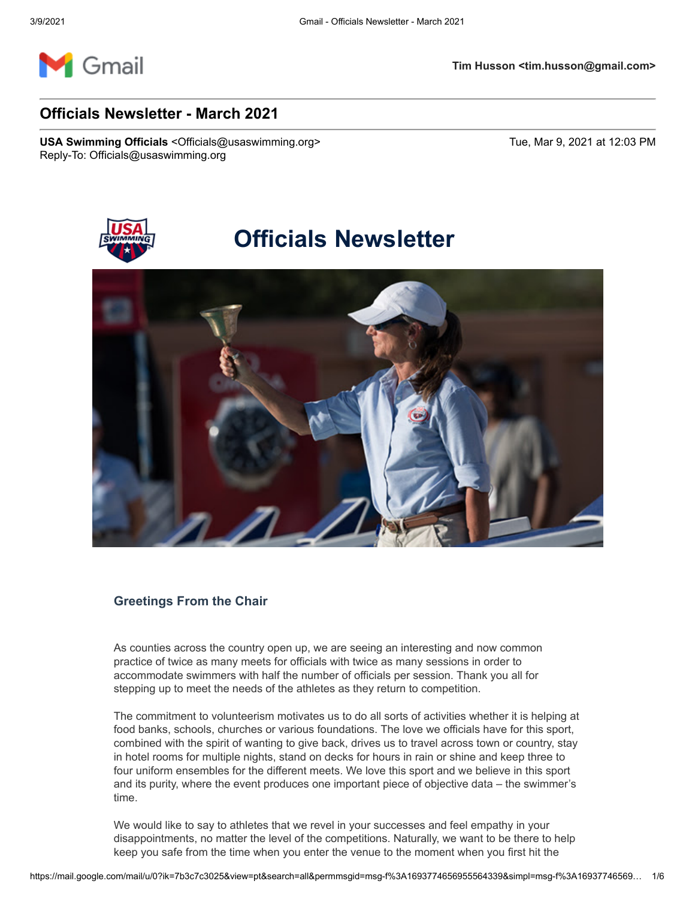Tim Husson <tim.husson@gmail.com>

# Officials Newsletter - March 2021

**USA Swimming Officials** <Officials@usaswimming.org>
Reply-To: Officials@usaswimming.org

Tue, Mar 9, 2021 at 12:03 PM

## Officials Newsletter

### Greetings From the Chair

As counties across the country open up, we are seeing an interesting and now common practice of twice as many meets for officials with twice as many sessions in order to accommodate swimmers with half the number of officials per session. Thank you all for stepping up to meet the needs of the athletes as they return to competition.

The commitment to volunteerism motivates us to do all sorts of activities whether it is helping at food banks, schools, churches or various foundations. The love we officials have for this sport, combined with the spirit of wanting to give back, drives us to travel across town or country, stay in hotel rooms for multiple nights, stand on decks for hours in rain or shine and keep three to four uniform ensembles for the different meets. We love this sport and we believe in this sport and its purity, where the event produces one important piece of objective data – the swimmer's time.

We would like to say to athletes that we revel in your successes and feel empathy in your disappointments, no matter the level of the competitions. Naturally, we want to be there to help keep you safe from the time when you enter the venue to the moment when you first hit the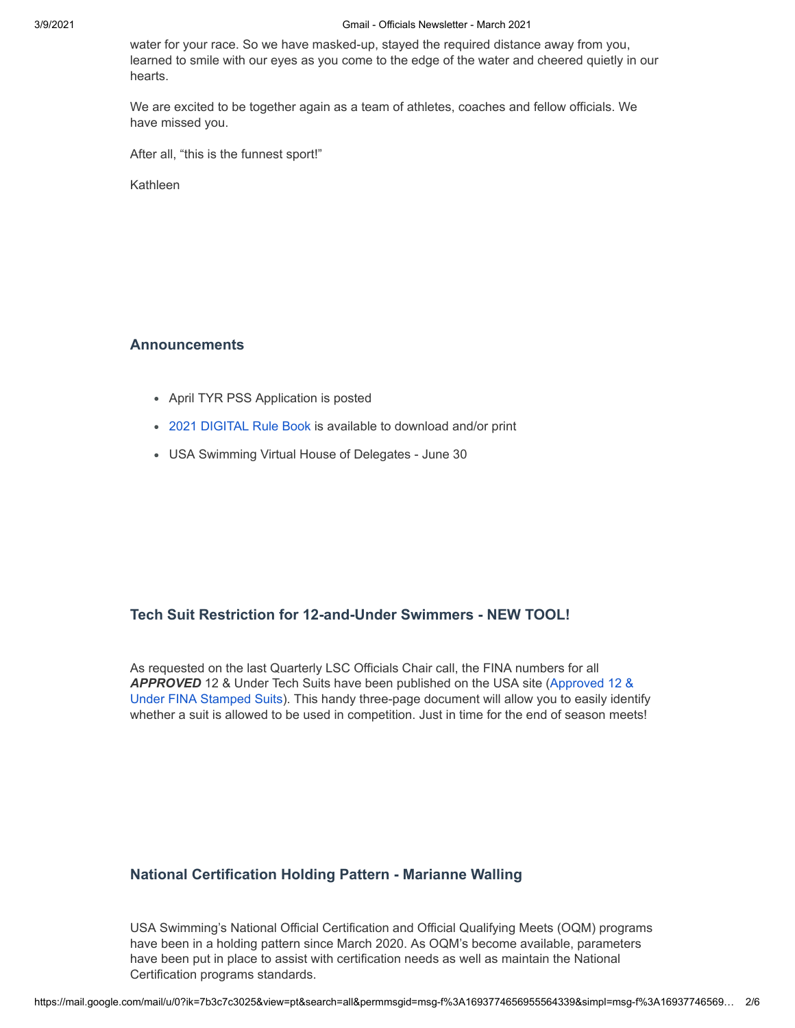water for your race. So we have masked-up, stayed the required distance away from you, learned to smile with our eyes as you come to the edge of the water and cheered quietly in our hearts.

We are excited to be together again as a team of athletes, coaches and fellow officials. We have missed you.

After all, "this is the funnest sport!"

Kathleen

### Announcements

- April TYR PSS Application is posted
- 2021 DIGITAL Rule Book is available to download and/or print
- USA Swimming Virtual House of Delegates - June 30

### Tech Suit Restriction for 12-and-Under Swimmers - NEW TOOL!

As requested on the last Quarterly LSC Officials Chair call, the FINA numbers for all ***APPROVED*** 12 & Under Tech Suits have been published on the USA site (Approved 12 & Under FINA Stamped Suits). This handy three-page document will allow you to easily identify whether a suit is allowed to be used in competition. Just in time for the end of season meets!

### National Certification Holding Pattern - Marianne Walling

USA Swimming's National Official Certification and Official Qualifying Meets (OQM) programs have been in a holding pattern since March 2020. As OQM's become available, parameters have been put in place to assist with certification needs as well as maintain the National Certification programs standards.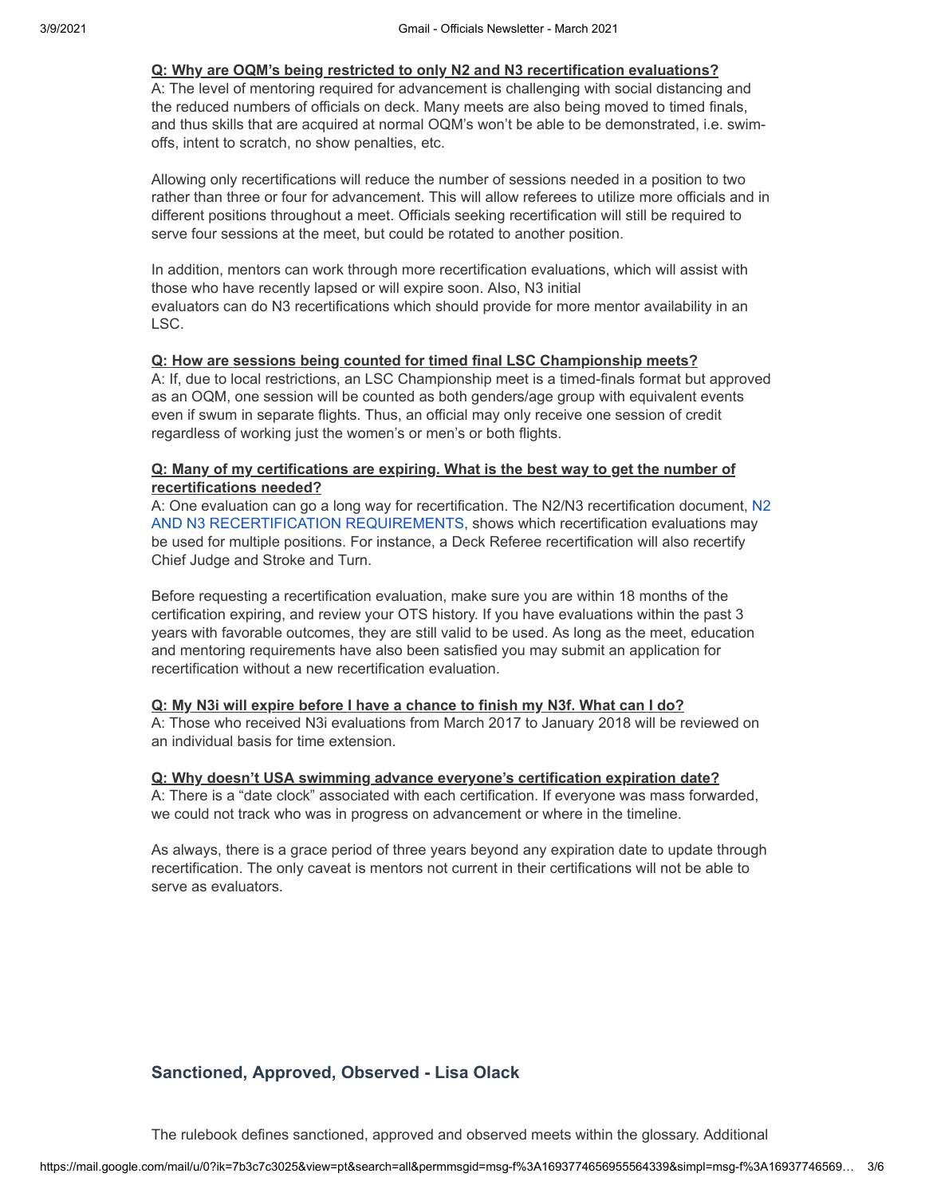**Q: Why are OQM's being restricted to only N2 and N3 recertification evaluations?**
A: The level of mentoring required for advancement is challenging with social distancing and the reduced numbers of officials on deck. Many meets are also being moved to timed finals, and thus skills that are acquired at normal OQM's won't be able to be demonstrated, i.e. swim-offs, intent to scratch, no show penalties, etc.

Allowing only recertifications will reduce the number of sessions needed in a position to two rather than three or four for advancement. This will allow referees to utilize more officials and in different positions throughout a meet. Officials seeking recertification will still be required to serve four sessions at the meet, but could be rotated to another position.

In addition, mentors can work through more recertification evaluations, which will assist with those who have recently lapsed or will expire soon. Also, N3 initial evaluators can do N3 recertifications which should provide for more mentor availability in an LSC.

**Q: How are sessions being counted for timed final LSC Championship meets?**
A: If, due to local restrictions, an LSC Championship meet is a timed-finals format but approved as an OQM, one session will be counted as both genders/age group with equivalent events even if swum in separate flights. Thus, an official may only receive one session of credit regardless of working just the women's or men's or both flights.

**Q: Many of my certifications are expiring. What is the best way to get the number of recertifications needed?**
A: One evaluation can go a long way for recertification. The N2/N3 recertification document, N2 AND N3 RECERTIFICATION REQUIREMENTS, shows which recertification evaluations may be used for multiple positions. For instance, a Deck Referee recertification will also recertify Chief Judge and Stroke and Turn.

Before requesting a recertification evaluation, make sure you are within 18 months of the certification expiring, and review your OTS history. If you have evaluations within the past 3 years with favorable outcomes, they are still valid to be used. As long as the meet, education and mentoring requirements have also been satisfied you may submit an application for recertification without a new recertification evaluation.

**Q: My N3i will expire before I have a chance to finish my N3f. What can I do?**
A: Those who received N3i evaluations from March 2017 to January 2018 will be reviewed on an individual basis for time extension.

**Q: Why doesn't USA swimming advance everyone's certification expiration date?**
A: There is a "date clock" associated with each certification. If everyone was mass forwarded, we could not track who was in progress on advancement or where in the timeline.

As always, there is a grace period of three years beyond any expiration date to update through recertification. The only caveat is mentors not current in their certifications will not be able to serve as evaluators.

## Sanctioned, Approved, Observed - Lisa Olack

The rulebook defines sanctioned, approved and observed meets within the glossary. Additional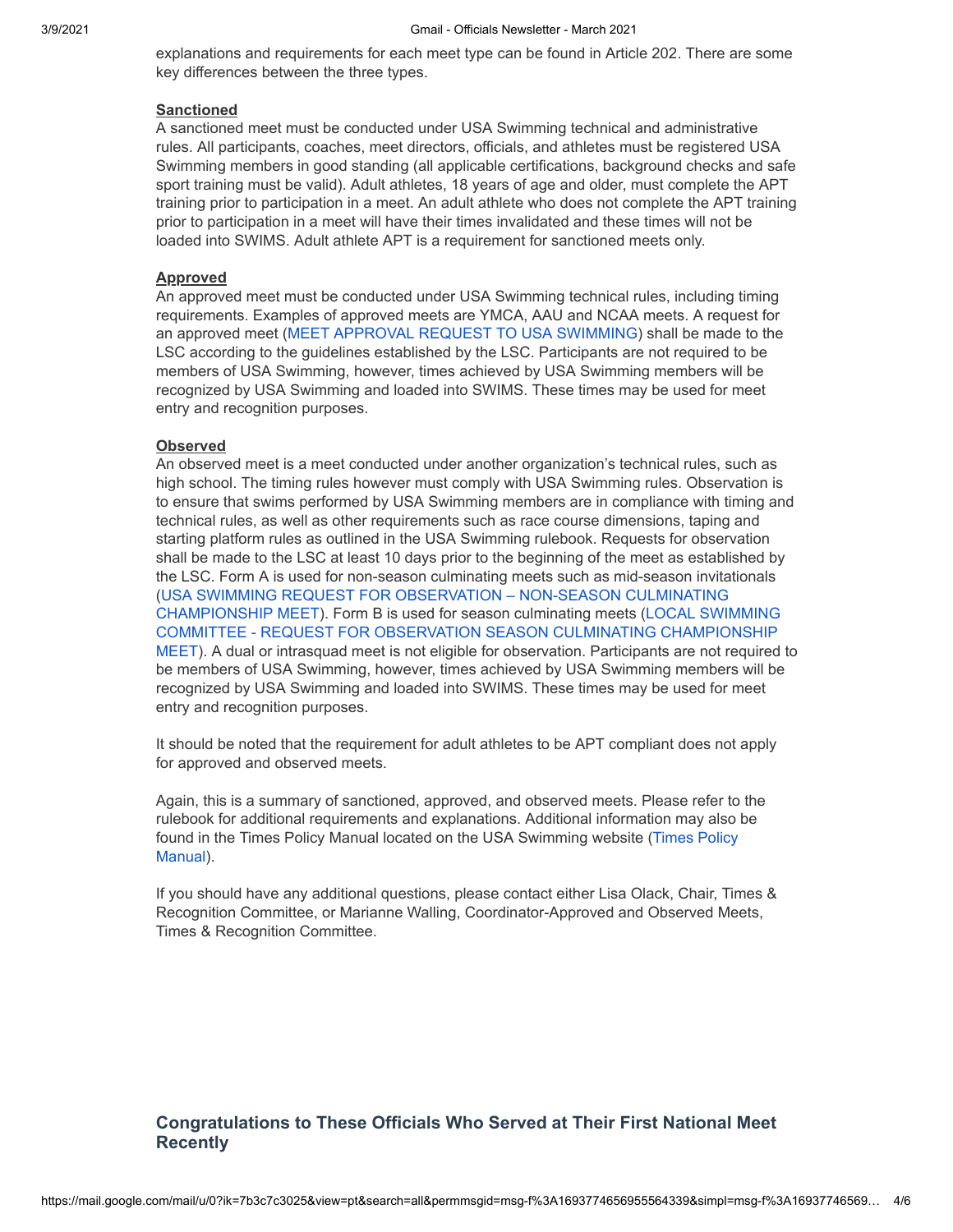explanations and requirements for each meet type can be found in Article 202. There are some key differences between the three types.

**Sanctioned**

A sanctioned meet must be conducted under USA Swimming technical and administrative rules. All participants, coaches, meet directors, officials, and athletes must be registered USA Swimming members in good standing (all applicable certifications, background checks and safe sport training must be valid). Adult athletes, 18 years of age and older, must complete the APT training prior to participation in a meet. An adult athlete who does not complete the APT training prior to participation in a meet will have their times invalidated and these times will not be loaded into SWIMS. Adult athlete APT is a requirement for sanctioned meets only.

**Approved**

An approved meet must be conducted under USA Swimming technical rules, including timing requirements. Examples of approved meets are YMCA, AAU and NCAA meets. A request for an approved meet (MEET APPROVAL REQUEST TO USA SWIMMING) shall be made to the LSC according to the guidelines established by the LSC. Participants are not required to be members of USA Swimming, however, times achieved by USA Swimming members will be recognized by USA Swimming and loaded into SWIMS. These times may be used for meet entry and recognition purposes.

**Observed**

An observed meet is a meet conducted under another organization's technical rules, such as high school. The timing rules however must comply with USA Swimming rules. Observation is to ensure that swims performed by USA Swimming members are in compliance with timing and technical rules, as well as other requirements such as race course dimensions, taping and starting platform rules as outlined in the USA Swimming rulebook. Requests for observation shall be made to the LSC at least 10 days prior to the beginning of the meet as established by the LSC. Form A is used for non-season culminating meets such as mid-season invitationals (USA SWIMMING REQUEST FOR OBSERVATION – NON-SEASON CULMINATING CHAMPIONSHIP MEET). Form B is used for season culminating meets (LOCAL SWIMMING COMMITTEE - REQUEST FOR OBSERVATION SEASON CULMINATING CHAMPIONSHIP MEET). A dual or intrasquad meet is not eligible for observation. Participants are not required to be members of USA Swimming, however, times achieved by USA Swimming members will be recognized by USA Swimming and loaded into SWIMS. These times may be used for meet entry and recognition purposes.

It should be noted that the requirement for adult athletes to be APT compliant does not apply for approved and observed meets.

Again, this is a summary of sanctioned, approved, and observed meets. Please refer to the rulebook for additional requirements and explanations. Additional information may also be found in the Times Policy Manual located on the USA Swimming website (Times Policy Manual).

If you should have any additional questions, please contact either Lisa Olack, Chair, Times & Recognition Committee, or Marianne Walling, Coordinator-Approved and Observed Meets, Times & Recognition Committee.

## Congratulations to These Officials Who Served at Their First National Meet Recently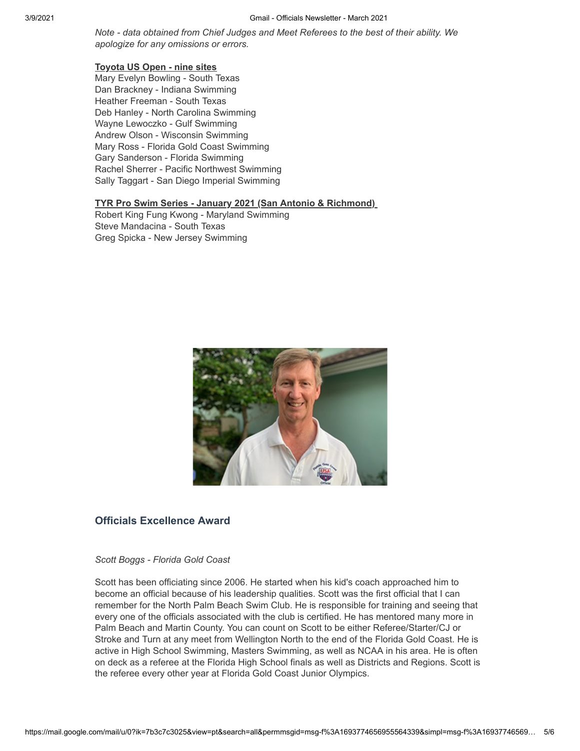*Note - data obtained from Chief Judges and Meet Referees to the best of their ability. We apologize for any omissions or errors.*

**Toyota US Open - nine sites**

Mary Evelyn Bowling - South Texas
Dan Brackney - Indiana Swimming
Heather Freeman - South Texas
Deb Hanley - North Carolina Swimming
Wayne Lewoczko - Gulf Swimming
Andrew Olson - Wisconsin Swimming
Mary Ross - Florida Gold Coast Swimming
Gary Sanderson - Florida Swimming
Rachel Sherrer - Pacific Northwest Swimming
Sally Taggart - San Diego Imperial Swimming

**TYR Pro Swim Series - January 2021 (San Antonio & Richmond)**

Robert King Fung Kwong - Maryland Swimming
Steve Mandacina - South Texas
Greg Spicka - New Jersey Swimming

### Officials Excellence Award

*Scott Boggs - Florida Gold Coast*

Scott has been officiating since 2006. He started when his kid's coach approached him to become an official because of his leadership qualities. Scott was the first official that I can remember for the North Palm Beach Swim Club. He is responsible for training and seeing that every one of the officials associated with the club is certified. He has mentored many more in Palm Beach and Martin County. You can count on Scott to be either Referee/Starter/CJ or Stroke and Turn at any meet from Wellington North to the end of the Florida Gold Coast. He is active in High School Swimming, Masters Swimming, as well as NCAA in his area. He is often on deck as a referee at the Florida High School finals as well as Districts and Regions. Scott is the referee every other year at Florida Gold Coast Junior Olympics.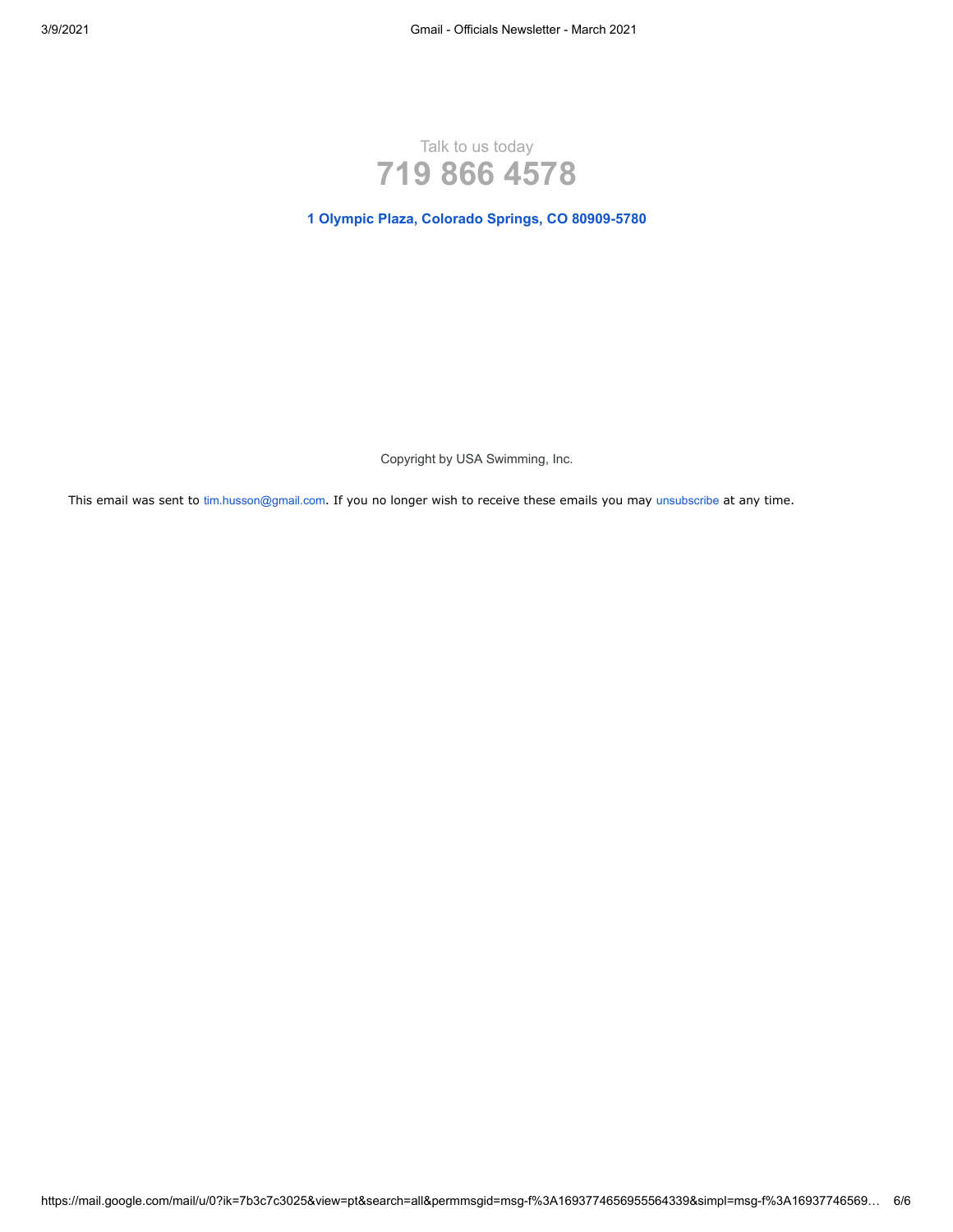Talk to us today

**719 866 4578**

**1 Olympic Plaza, Colorado Springs, CO 80909-5780**

Copyright by USA Swimming, Inc.

This email was sent to tim.husson@gmail.com. If you no longer wish to receive these emails you may unsubscribe at any time.